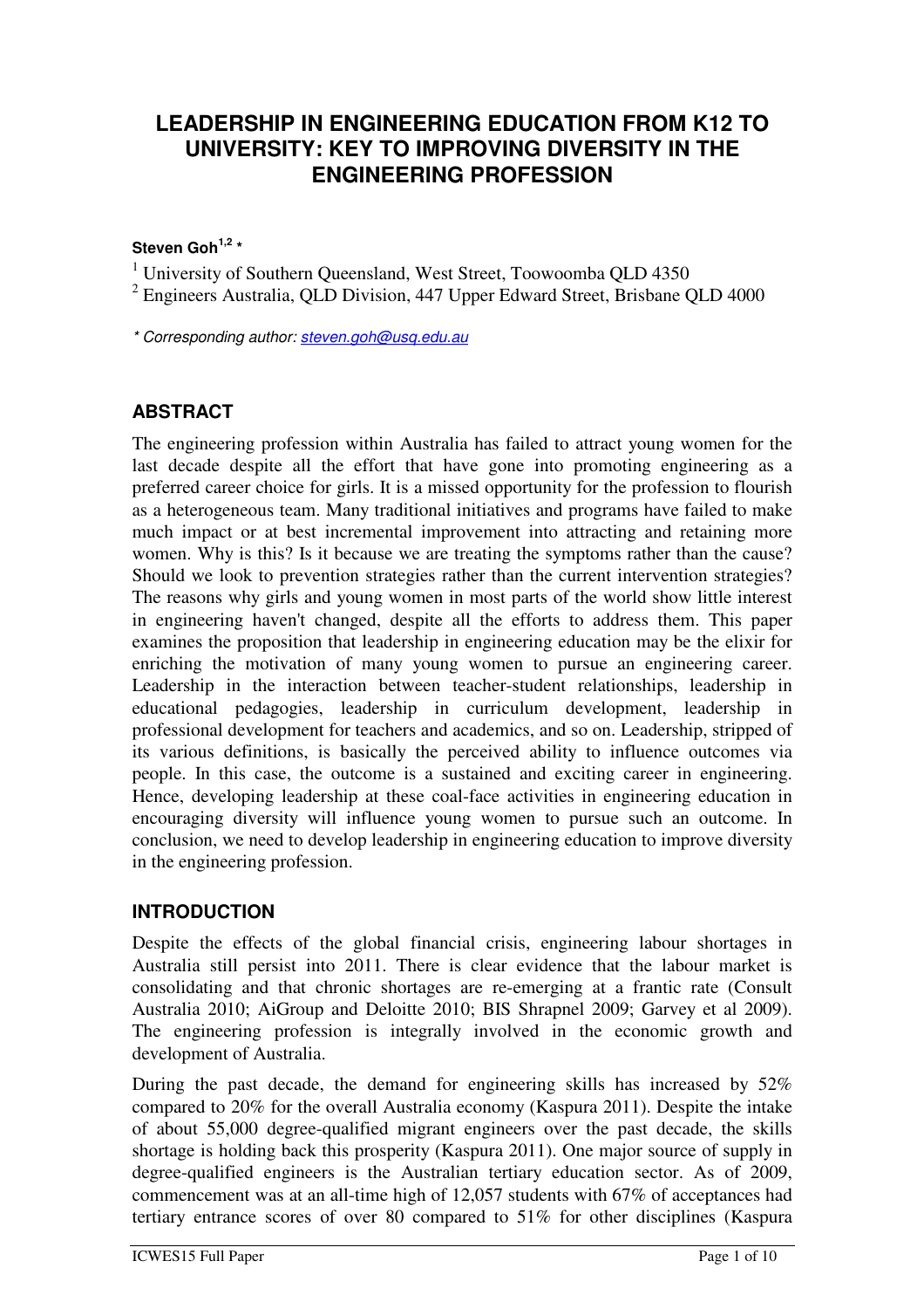# LEADERSHIP IN ENGINEERING EDUCATION FROM K12 TO UNIVERSITY: KEY TO IMPROVING DIVERSITY IN THE ENGINEERING PROFESSION

**Steven Goh[1,2] \***

[1] University of Southern Queensland, West Street, Toowoomba QLD 4350

[2] Engineers Australia, QLD Division, 447 Upper Edward Street, Brisbane QLD 4000

*\* Corresponding author: steven.goh@usq.edu.au*

## ABSTRACT

The engineering profession within Australia has failed to attract young women for the last decade despite all the effort that have gone into promoting engineering as a preferred career choice for girls. It is a missed opportunity for the profession to flourish as a heterogeneous team. Many traditional initiatives and programs have failed to make much impact or at best incremental improvement into attracting and retaining more women. Why is this? Is it because we are treating the symptoms rather than the cause? Should we look to prevention strategies rather than the current intervention strategies? The reasons why girls and young women in most parts of the world show little interest in engineering haven't changed, despite all the efforts to address them. This paper examines the proposition that leadership in engineering education may be the elixir for enriching the motivation of many young women to pursue an engineering career. Leadership in the interaction between teacher-student relationships, leadership in educational pedagogies, leadership in curriculum development, leadership in professional development for teachers and academics, and so on. Leadership, stripped of its various definitions, is basically the perceived ability to influence outcomes via people. In this case, the outcome is a sustained and exciting career in engineering. Hence, developing leadership at these coal-face activities in engineering education in encouraging diversity will influence young women to pursue such an outcome. In conclusion, we need to develop leadership in engineering education to improve diversity in the engineering profession.

## INTRODUCTION

Despite the effects of the global financial crisis, engineering labour shortages in Australia still persist into 2011. There is clear evidence that the labour market is consolidating and that chronic shortages are re-emerging at a frantic rate (Consult Australia 2010; AiGroup and Deloitte 2010; BIS Shrapnel 2009; Garvey et al 2009). The engineering profession is integrally involved in the economic growth and development of Australia.

During the past decade, the demand for engineering skills has increased by 52% compared to 20% for the overall Australia economy (Kaspura 2011). Despite the intake of about 55,000 degree-qualified migrant engineers over the past decade, the skills shortage is holding back this prosperity (Kaspura 2011). One major source of supply in degree-qualified engineers is the Australian tertiary education sector. As of 2009, commencement was at an all-time high of 12,057 students with 67% of acceptances had tertiary entrance scores of over 80 compared to 51% for other disciplines (Kaspura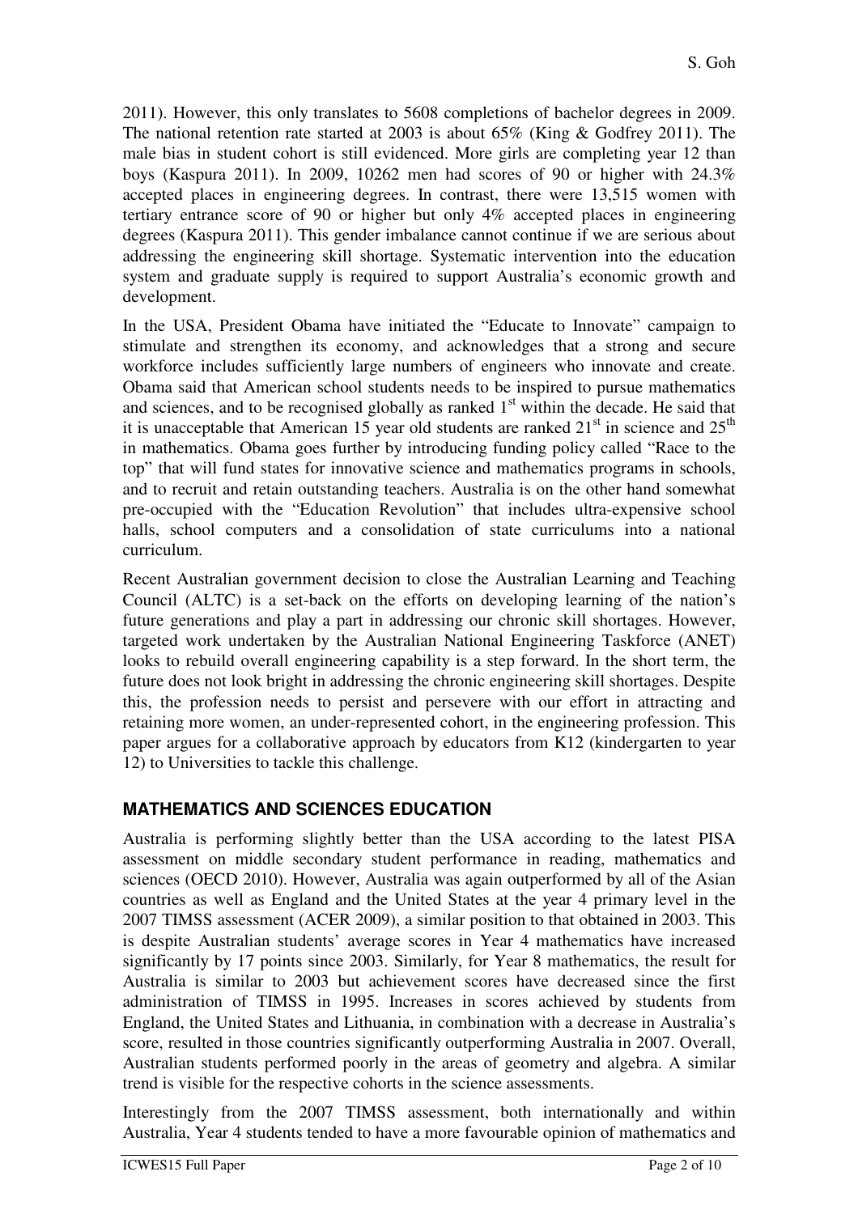2011). However, this only translates to 5608 completions of bachelor degrees in 2009. The national retention rate started at 2003 is about 65% (King & Godfrey 2011). The male bias in student cohort is still evidenced. More girls are completing year 12 than boys (Kaspura 2011). In 2009, 10262 men had scores of 90 or higher with 24.3% accepted places in engineering degrees. In contrast, there were 13,515 women with tertiary entrance score of 90 or higher but only 4% accepted places in engineering degrees (Kaspura 2011). This gender imbalance cannot continue if we are serious about addressing the engineering skill shortage. Systematic intervention into the education system and graduate supply is required to support Australia's economic growth and development.

In the USA, President Obama have initiated the "Educate to Innovate" campaign to stimulate and strengthen its economy, and acknowledges that a strong and secure workforce includes sufficiently large numbers of engineers who innovate and create. Obama said that American school students needs to be inspired to pursue mathematics and sciences, and to be recognised globally as ranked 1st within the decade. He said that it is unacceptable that American 15 year old students are ranked 21st in science and 25th in mathematics. Obama goes further by introducing funding policy called "Race to the top" that will fund states for innovative science and mathematics programs in schools, and to recruit and retain outstanding teachers. Australia is on the other hand somewhat pre-occupied with the "Education Revolution" that includes ultra-expensive school halls, school computers and a consolidation of state curriculums into a national curriculum.

Recent Australian government decision to close the Australian Learning and Teaching Council (ALTC) is a set-back on the efforts on developing learning of the nation's future generations and play a part in addressing our chronic skill shortages. However, targeted work undertaken by the Australian National Engineering Taskforce (ANET) looks to rebuild overall engineering capability is a step forward. In the short term, the future does not look bright in addressing the chronic engineering skill shortages. Despite this, the profession needs to persist and persevere with our effort in attracting and retaining more women, an under-represented cohort, in the engineering profession. This paper argues for a collaborative approach by educators from K12 (kindergarten to year 12) to Universities to tackle this challenge.

## MATHEMATICS AND SCIENCES EDUCATION

Australia is performing slightly better than the USA according to the latest PISA assessment on middle secondary student performance in reading, mathematics and sciences (OECD 2010). However, Australia was again outperformed by all of the Asian countries as well as England and the United States at the year 4 primary level in the 2007 TIMSS assessment (ACER 2009), a similar position to that obtained in 2003. This is despite Australian students' average scores in Year 4 mathematics have increased significantly by 17 points since 2003. Similarly, for Year 8 mathematics, the result for Australia is similar to 2003 but achievement scores have decreased since the first administration of TIMSS in 1995. Increases in scores achieved by students from England, the United States and Lithuania, in combination with a decrease in Australia's score, resulted in those countries significantly outperforming Australia in 2007. Overall, Australian students performed poorly in the areas of geometry and algebra. A similar trend is visible for the respective cohorts in the science assessments.

Interestingly from the 2007 TIMSS assessment, both internationally and within Australia, Year 4 students tended to have a more favourable opinion of mathematics and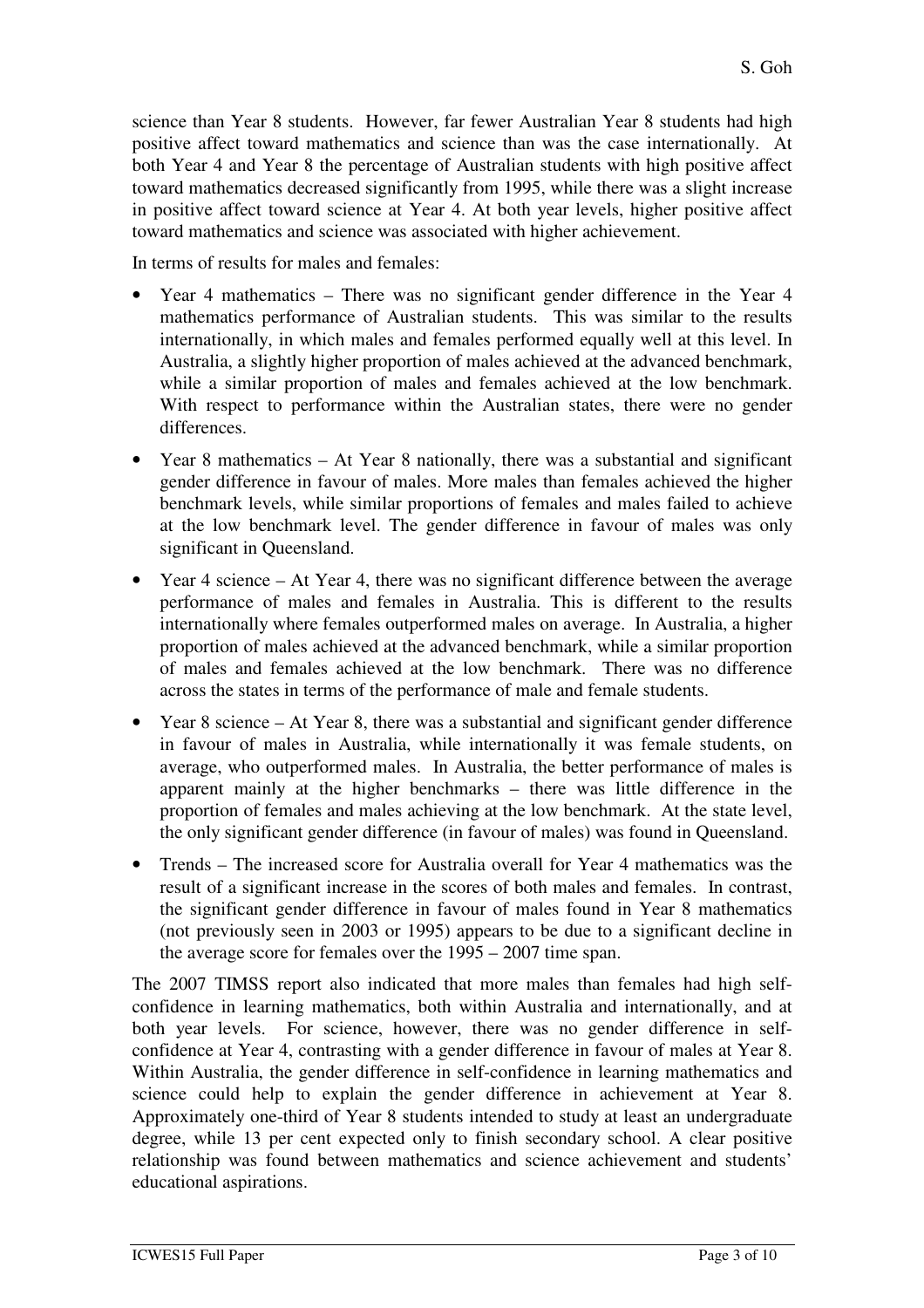science than Year 8 students. However, far fewer Australian Year 8 students had high positive affect toward mathematics and science than was the case internationally. At both Year 4 and Year 8 the percentage of Australian students with high positive affect toward mathematics decreased significantly from 1995, while there was a slight increase in positive affect toward science at Year 4. At both year levels, higher positive affect toward mathematics and science was associated with higher achievement.

In terms of results for males and females:

- Year 4 mathematics – There was no significant gender difference in the Year 4 mathematics performance of Australian students. This was similar to the results internationally, in which males and females performed equally well at this level. In Australia, a slightly higher proportion of males achieved at the advanced benchmark, while a similar proportion of males and females achieved at the low benchmark. With respect to performance within the Australian states, there were no gender differences.
- Year 8 mathematics – At Year 8 nationally, there was a substantial and significant gender difference in favour of males. More males than females achieved the higher benchmark levels, while similar proportions of females and males failed to achieve at the low benchmark level. The gender difference in favour of males was only significant in Queensland.
- Year 4 science – At Year 4, there was no significant difference between the average performance of males and females in Australia. This is different to the results internationally where females outperformed males on average. In Australia, a higher proportion of males achieved at the advanced benchmark, while a similar proportion of males and females achieved at the low benchmark. There was no difference across the states in terms of the performance of male and female students.
- Year 8 science – At Year 8, there was a substantial and significant gender difference in favour of males in Australia, while internationally it was female students, on average, who outperformed males. In Australia, the better performance of males is apparent mainly at the higher benchmarks – there was little difference in the proportion of females and males achieving at the low benchmark. At the state level, the only significant gender difference (in favour of males) was found in Queensland.
- Trends – The increased score for Australia overall for Year 4 mathematics was the result of a significant increase in the scores of both males and females. In contrast, the significant gender difference in favour of males found in Year 8 mathematics (not previously seen in 2003 or 1995) appears to be due to a significant decline in the average score for females over the 1995 – 2007 time span.

The 2007 TIMSS report also indicated that more males than females had high self-confidence in learning mathematics, both within Australia and internationally, and at both year levels. For science, however, there was no gender difference in self-confidence at Year 4, contrasting with a gender difference in favour of males at Year 8. Within Australia, the gender difference in self-confidence in learning mathematics and science could help to explain the gender difference in achievement at Year 8. Approximately one-third of Year 8 students intended to study at least an undergraduate degree, while 13 per cent expected only to finish secondary school. A clear positive relationship was found between mathematics and science achievement and students' educational aspirations.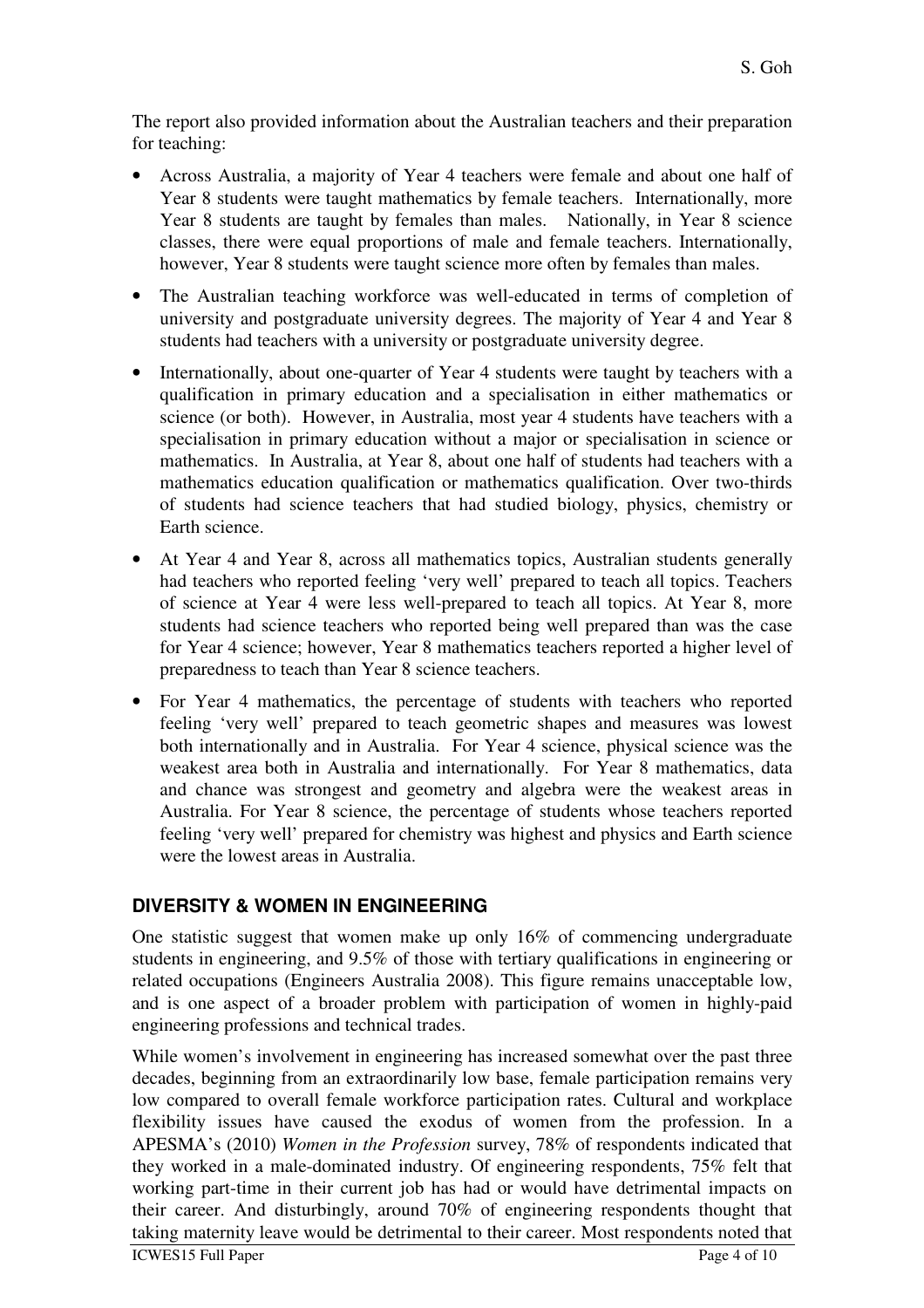The report also provided information about the Australian teachers and their preparation for teaching:

- Across Australia, a majority of Year 4 teachers were female and about one half of Year 8 students were taught mathematics by female teachers. Internationally, more Year 8 students are taught by females than males. Nationally, in Year 8 science classes, there were equal proportions of male and female teachers. Internationally, however, Year 8 students were taught science more often by females than males.
- The Australian teaching workforce was well-educated in terms of completion of university and postgraduate university degrees. The majority of Year 4 and Year 8 students had teachers with a university or postgraduate university degree.
- Internationally, about one-quarter of Year 4 students were taught by teachers with a qualification in primary education and a specialisation in either mathematics or science (or both). However, in Australia, most year 4 students have teachers with a specialisation in primary education without a major or specialisation in science or mathematics. In Australia, at Year 8, about one half of students had teachers with a mathematics education qualification or mathematics qualification. Over two-thirds of students had science teachers that had studied biology, physics, chemistry or Earth science.
- At Year 4 and Year 8, across all mathematics topics, Australian students generally had teachers who reported feeling 'very well' prepared to teach all topics. Teachers of science at Year 4 were less well-prepared to teach all topics. At Year 8, more students had science teachers who reported being well prepared than was the case for Year 4 science; however, Year 8 mathematics teachers reported a higher level of preparedness to teach than Year 8 science teachers.
- For Year 4 mathematics, the percentage of students with teachers who reported feeling 'very well' prepared to teach geometric shapes and measures was lowest both internationally and in Australia. For Year 4 science, physical science was the weakest area both in Australia and internationally. For Year 8 mathematics, data and chance was strongest and geometry and algebra were the weakest areas in Australia. For Year 8 science, the percentage of students whose teachers reported feeling 'very well' prepared for chemistry was highest and physics and Earth science were the lowest areas in Australia.

## DIVERSITY & WOMEN IN ENGINEERING

One statistic suggest that women make up only 16% of commencing undergraduate students in engineering, and 9.5% of those with tertiary qualifications in engineering or related occupations (Engineers Australia 2008). This figure remains unacceptable low, and is one aspect of a broader problem with participation of women in highly-paid engineering professions and technical trades.

While women's involvement in engineering has increased somewhat over the past three decades, beginning from an extraordinarily low base, female participation remains very low compared to overall female workforce participation rates. Cultural and workplace flexibility issues have caused the exodus of women from the profession. In a APESMA's (2010) *Women in the Profession* survey, 78% of respondents indicated that they worked in a male-dominated industry. Of engineering respondents, 75% felt that working part-time in their current job has had or would have detrimental impacts on their career. And disturbingly, around 70% of engineering respondents thought that taking maternity leave would be detrimental to their career. Most respondents noted that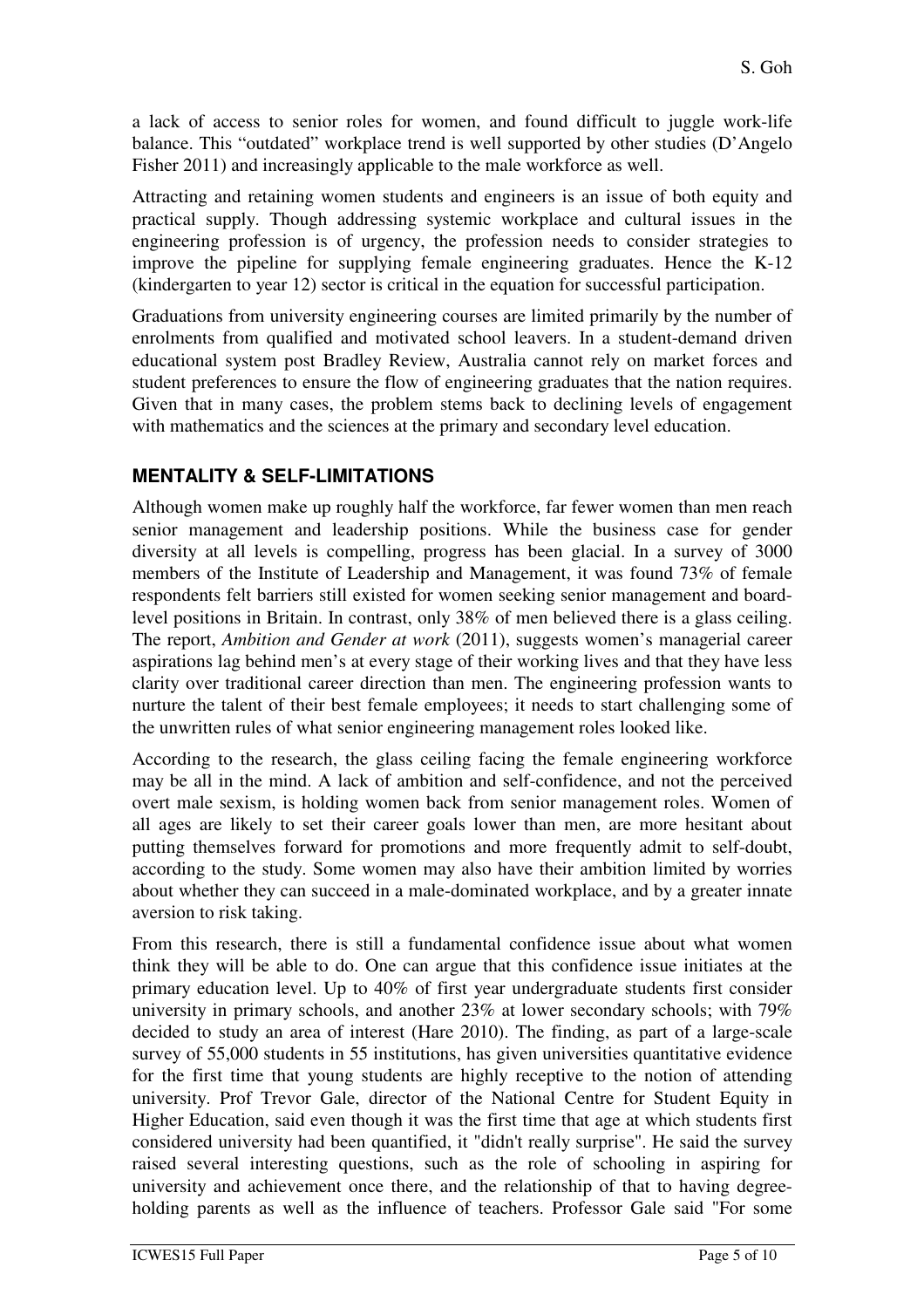a lack of access to senior roles for women, and found difficult to juggle work-life balance. This "outdated" workplace trend is well supported by other studies (D'Angelo Fisher 2011) and increasingly applicable to the male workforce as well.

Attracting and retaining women students and engineers is an issue of both equity and practical supply. Though addressing systemic workplace and cultural issues in the engineering profession is of urgency, the profession needs to consider strategies to improve the pipeline for supplying female engineering graduates. Hence the K-12 (kindergarten to year 12) sector is critical in the equation for successful participation.

Graduations from university engineering courses are limited primarily by the number of enrolments from qualified and motivated school leavers. In a student-demand driven educational system post Bradley Review, Australia cannot rely on market forces and student preferences to ensure the flow of engineering graduates that the nation requires. Given that in many cases, the problem stems back to declining levels of engagement with mathematics and the sciences at the primary and secondary level education.

## MENTALITY & SELF-LIMITATIONS

Although women make up roughly half the workforce, far fewer women than men reach senior management and leadership positions. While the business case for gender diversity at all levels is compelling, progress has been glacial. In a survey of 3000 members of the Institute of Leadership and Management, it was found 73% of female respondents felt barriers still existed for women seeking senior management and board-level positions in Britain. In contrast, only 38% of men believed there is a glass ceiling. The report, *Ambition and Gender at work* (2011), suggests women's managerial career aspirations lag behind men's at every stage of their working lives and that they have less clarity over traditional career direction than men. The engineering profession wants to nurture the talent of their best female employees; it needs to start challenging some of the unwritten rules of what senior engineering management roles looked like.

According to the research, the glass ceiling facing the female engineering workforce may be all in the mind. A lack of ambition and self-confidence, and not the perceived overt male sexism, is holding women back from senior management roles. Women of all ages are likely to set their career goals lower than men, are more hesitant about putting themselves forward for promotions and more frequently admit to self-doubt, according to the study. Some women may also have their ambition limited by worries about whether they can succeed in a male-dominated workplace, and by a greater innate aversion to risk taking.

From this research, there is still a fundamental confidence issue about what women think they will be able to do. One can argue that this confidence issue initiates at the primary education level. Up to 40% of first year undergraduate students first consider university in primary schools, and another 23% at lower secondary schools; with 79% decided to study an area of interest (Hare 2010). The finding, as part of a large-scale survey of 55,000 students in 55 institutions, has given universities quantitative evidence for the first time that young students are highly receptive to the notion of attending university. Prof Trevor Gale, director of the National Centre for Student Equity in Higher Education, said even though it was the first time that age at which students first considered university had been quantified, it "didn't really surprise". He said the survey raised several interesting questions, such as the role of schooling in aspiring for university and achievement once there, and the relationship of that to having degree-holding parents as well as the influence of teachers. Professor Gale said "For some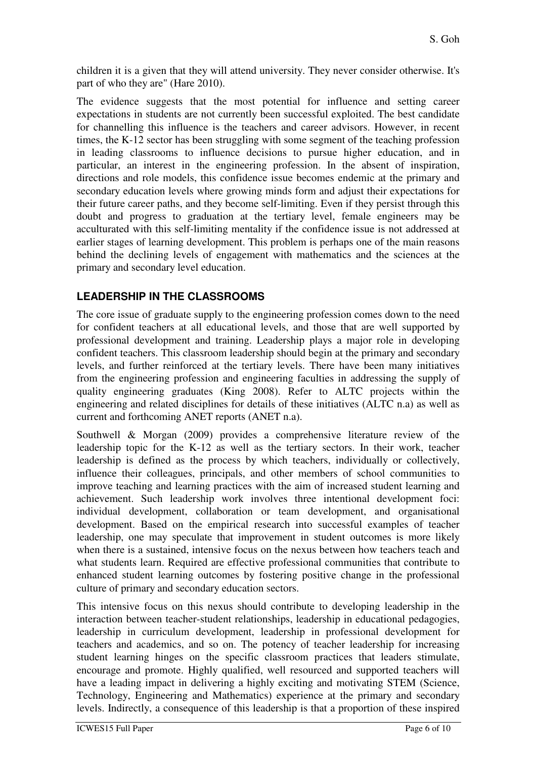children it is a given that they will attend university. They never consider otherwise. It's part of who they are" (Hare 2010).

The evidence suggests that the most potential for influence and setting career expectations in students are not currently been successful exploited. The best candidate for channelling this influence is the teachers and career advisors. However, in recent times, the K-12 sector has been struggling with some segment of the teaching profession in leading classrooms to influence decisions to pursue higher education, and in particular, an interest in the engineering profession. In the absent of inspiration, directions and role models, this confidence issue becomes endemic at the primary and secondary education levels where growing minds form and adjust their expectations for their future career paths, and they become self-limiting. Even if they persist through this doubt and progress to graduation at the tertiary level, female engineers may be acculturated with this self-limiting mentality if the confidence issue is not addressed at earlier stages of learning development. This problem is perhaps one of the main reasons behind the declining levels of engagement with mathematics and the sciences at the primary and secondary level education.

## LEADERSHIP IN THE CLASSROOMS

The core issue of graduate supply to the engineering profession comes down to the need for confident teachers at all educational levels, and those that are well supported by professional development and training. Leadership plays a major role in developing confident teachers. This classroom leadership should begin at the primary and secondary levels, and further reinforced at the tertiary levels. There have been many initiatives from the engineering profession and engineering faculties in addressing the supply of quality engineering graduates (King 2008). Refer to ALTC projects within the engineering and related disciplines for details of these initiatives (ALTC n.a) as well as current and forthcoming ANET reports (ANET n.a).

Southwell & Morgan (2009) provides a comprehensive literature review of the leadership topic for the K-12 as well as the tertiary sectors. In their work, teacher leadership is defined as the process by which teachers, individually or collectively, influence their colleagues, principals, and other members of school communities to improve teaching and learning practices with the aim of increased student learning and achievement. Such leadership work involves three intentional development foci: individual development, collaboration or team development, and organisational development. Based on the empirical research into successful examples of teacher leadership, one may speculate that improvement in student outcomes is more likely when there is a sustained, intensive focus on the nexus between how teachers teach and what students learn. Required are effective professional communities that contribute to enhanced student learning outcomes by fostering positive change in the professional culture of primary and secondary education sectors.

This intensive focus on this nexus should contribute to developing leadership in the interaction between teacher-student relationships, leadership in educational pedagogies, leadership in curriculum development, leadership in professional development for teachers and academics, and so on. The potency of teacher leadership for increasing student learning hinges on the specific classroom practices that leaders stimulate, encourage and promote. Highly qualified, well resourced and supported teachers will have a leading impact in delivering a highly exciting and motivating STEM (Science, Technology, Engineering and Mathematics) experience at the primary and secondary levels. Indirectly, a consequence of this leadership is that a proportion of these inspired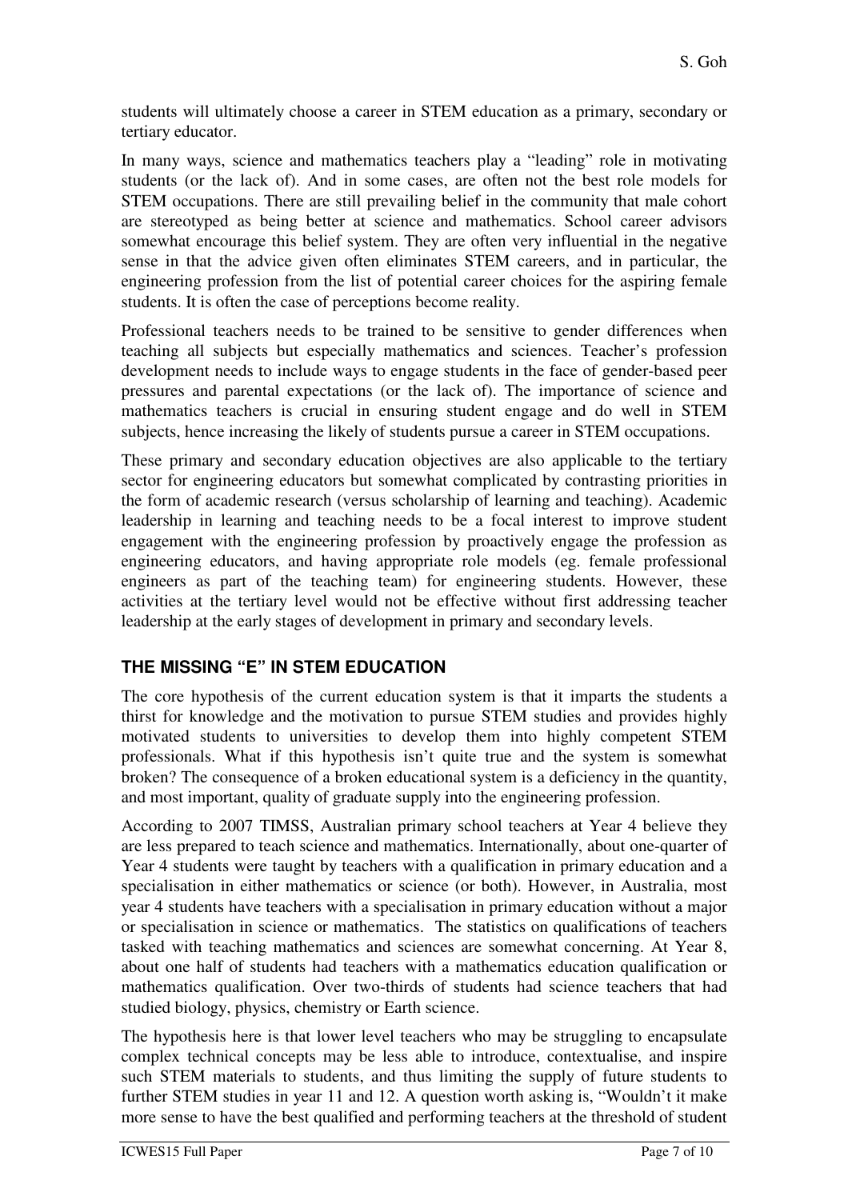students will ultimately choose a career in STEM education as a primary, secondary or tertiary educator.

In many ways, science and mathematics teachers play a "leading" role in motivating students (or the lack of). And in some cases, are often not the best role models for STEM occupations. There are still prevailing belief in the community that male cohort are stereotyped as being better at science and mathematics. School career advisors somewhat encourage this belief system. They are often very influential in the negative sense in that the advice given often eliminates STEM careers, and in particular, the engineering profession from the list of potential career choices for the aspiring female students. It is often the case of perceptions become reality.

Professional teachers needs to be trained to be sensitive to gender differences when teaching all subjects but especially mathematics and sciences. Teacher's profession development needs to include ways to engage students in the face of gender-based peer pressures and parental expectations (or the lack of). The importance of science and mathematics teachers is crucial in ensuring student engage and do well in STEM subjects, hence increasing the likely of students pursue a career in STEM occupations.

These primary and secondary education objectives are also applicable to the tertiary sector for engineering educators but somewhat complicated by contrasting priorities in the form of academic research (versus scholarship of learning and teaching). Academic leadership in learning and teaching needs to be a focal interest to improve student engagement with the engineering profession by proactively engage the profession as engineering educators, and having appropriate role models (eg. female professional engineers as part of the teaching team) for engineering students. However, these activities at the tertiary level would not be effective without first addressing teacher leadership at the early stages of development in primary and secondary levels.

## THE MISSING "E" IN STEM EDUCATION

The core hypothesis of the current education system is that it imparts the students a thirst for knowledge and the motivation to pursue STEM studies and provides highly motivated students to universities to develop them into highly competent STEM professionals. What if this hypothesis isn't quite true and the system is somewhat broken? The consequence of a broken educational system is a deficiency in the quantity, and most important, quality of graduate supply into the engineering profession.

According to 2007 TIMSS, Australian primary school teachers at Year 4 believe they are less prepared to teach science and mathematics. Internationally, about one-quarter of Year 4 students were taught by teachers with a qualification in primary education and a specialisation in either mathematics or science (or both). However, in Australia, most year 4 students have teachers with a specialisation in primary education without a major or specialisation in science or mathematics. The statistics on qualifications of teachers tasked with teaching mathematics and sciences are somewhat concerning. At Year 8, about one half of students had teachers with a mathematics education qualification or mathematics qualification. Over two-thirds of students had science teachers that had studied biology, physics, chemistry or Earth science.

The hypothesis here is that lower level teachers who may be struggling to encapsulate complex technical concepts may be less able to introduce, contextualise, and inspire such STEM materials to students, and thus limiting the supply of future students to further STEM studies in year 11 and 12. A question worth asking is, "Wouldn't it make more sense to have the best qualified and performing teachers at the threshold of student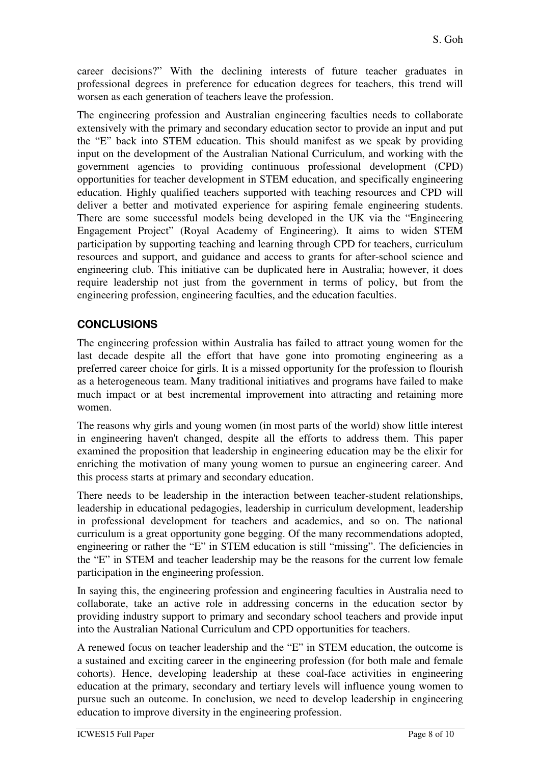career decisions?" With the declining interests of future teacher graduates in professional degrees in preference for education degrees for teachers, this trend will worsen as each generation of teachers leave the profession.

The engineering profession and Australian engineering faculties needs to collaborate extensively with the primary and secondary education sector to provide an input and put the "E" back into STEM education. This should manifest as we speak by providing input on the development of the Australian National Curriculum, and working with the government agencies to providing continuous professional development (CPD) opportunities for teacher development in STEM education, and specifically engineering education. Highly qualified teachers supported with teaching resources and CPD will deliver a better and motivated experience for aspiring female engineering students. There are some successful models being developed in the UK via the "Engineering Engagement Project" (Royal Academy of Engineering). It aims to widen STEM participation by supporting teaching and learning through CPD for teachers, curriculum resources and support, and guidance and access to grants for after-school science and engineering club. This initiative can be duplicated here in Australia; however, it does require leadership not just from the government in terms of policy, but from the engineering profession, engineering faculties, and the education faculties.

## CONCLUSIONS

The engineering profession within Australia has failed to attract young women for the last decade despite all the effort that have gone into promoting engineering as a preferred career choice for girls. It is a missed opportunity for the profession to flourish as a heterogeneous team. Many traditional initiatives and programs have failed to make much impact or at best incremental improvement into attracting and retaining more women.

The reasons why girls and young women (in most parts of the world) show little interest in engineering haven't changed, despite all the efforts to address them. This paper examined the proposition that leadership in engineering education may be the elixir for enriching the motivation of many young women to pursue an engineering career. And this process starts at primary and secondary education.

There needs to be leadership in the interaction between teacher-student relationships, leadership in educational pedagogies, leadership in curriculum development, leadership in professional development for teachers and academics, and so on. The national curriculum is a great opportunity gone begging. Of the many recommendations adopted, engineering or rather the "E" in STEM education is still "missing". The deficiencies in the "E" in STEM and teacher leadership may be the reasons for the current low female participation in the engineering profession.

In saying this, the engineering profession and engineering faculties in Australia need to collaborate, take an active role in addressing concerns in the education sector by providing industry support to primary and secondary school teachers and provide input into the Australian National Curriculum and CPD opportunities for teachers.

A renewed focus on teacher leadership and the "E" in STEM education, the outcome is a sustained and exciting career in the engineering profession (for both male and female cohorts). Hence, developing leadership at these coal-face activities in engineering education at the primary, secondary and tertiary levels will influence young women to pursue such an outcome. In conclusion, we need to develop leadership in engineering education to improve diversity in the engineering profession.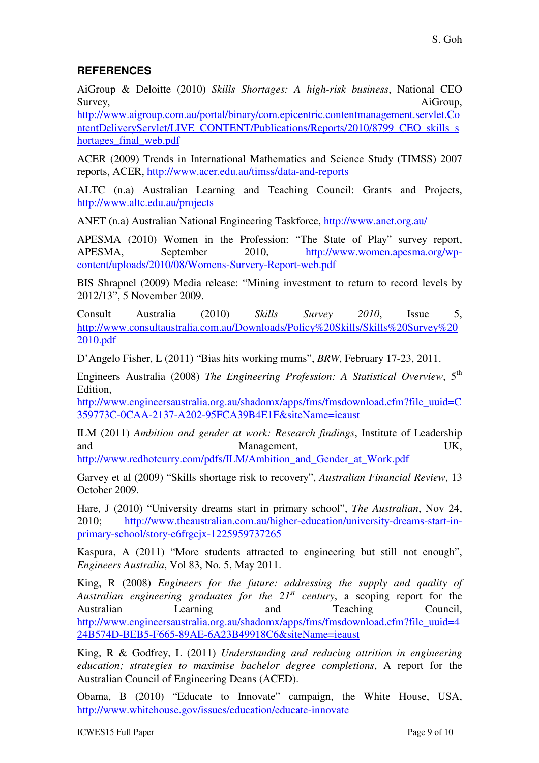## REFERENCES

AiGroup & Deloitte (2010) *Skills Shortages: A high-risk business*, National CEO Survey, AiGroup, http://www.aigroup.com.au/portal/binary/com.epicentric.contentmanagement.servlet.ContentDeliveryServlet/LIVE_CONTENT/Publications/Reports/2010/8799_CEO_skills_shortages_final_web.pdf

ACER (2009) Trends in International Mathematics and Science Study (TIMSS) 2007 reports, ACER, http://www.acer.edu.au/timss/data-and-reports

ALTC (n.a) Australian Learning and Teaching Council: Grants and Projects, http://www.altc.edu.au/projects

ANET (n.a) Australian National Engineering Taskforce, http://www.anet.org.au/

APESMA (2010) Women in the Profession: "The State of Play" survey report, APESMA, September 2010, http://www.women.apesma.org/wp-content/uploads/2010/08/Womens-Survery-Report-web.pdf

BIS Shrapnel (2009) Media release: "Mining investment to return to record levels by 2012/13", 5 November 2009.

Consult Australia (2010) *Skills Survey 2010*, Issue 5, http://www.consultaustralia.com.au/Downloads/Policy%20Skills/Skills%20Survey%202010.pdf

D'Angelo Fisher, L (2011) "Bias hits working mums", *BRW*, February 17-23, 2011.

Engineers Australia (2008) *The Engineering Profession: A Statistical Overview*, 5th Edition, http://www.engineersaustralia.org.au/shadomx/apps/fms/fmsdownload.cfm?file_uuid=C359773C-0CAA-2137-A202-95FCA39B4E1F&siteName=ieaust

ILM (2011) *Ambition and gender at work: Research findings*, Institute of Leadership and Management, UK, http://www.redhotcurry.com/pdfs/ILM/Ambition_and_Gender_at_Work.pdf

Garvey et al (2009) "Skills shortage risk to recovery", *Australian Financial Review*, 13 October 2009.

Hare, J (2010) "University dreams start in primary school", *The Australian*, Nov 24, 2010; http://www.theaustralian.com.au/higher-education/university-dreams-start-in-primary-school/story-e6frgcjx-1225959737265

Kaspura, A (2011) "More students attracted to engineering but still not enough", *Engineers Australia*, Vol 83, No. 5, May 2011.

King, R (2008) *Engineers for the future: addressing the supply and quality of Australian engineering graduates for the 21st century*, a scoping report for the Australian Learning and Teaching Council, http://www.engineersaustralia.org.au/shadomx/apps/fms/fmsdownload.cfm?file_uuid=424B574D-BEB5-F665-89AE-6A23B49918C6&siteName=ieaust

King, R & Godfrey, L (2011) *Understanding and reducing attrition in engineering education; strategies to maximise bachelor degree completions*, A report for the Australian Council of Engineering Deans (ACED).

Obama, B (2010) "Educate to Innovate" campaign, the White House, USA, http://www.whitehouse.gov/issues/education/educate-innovate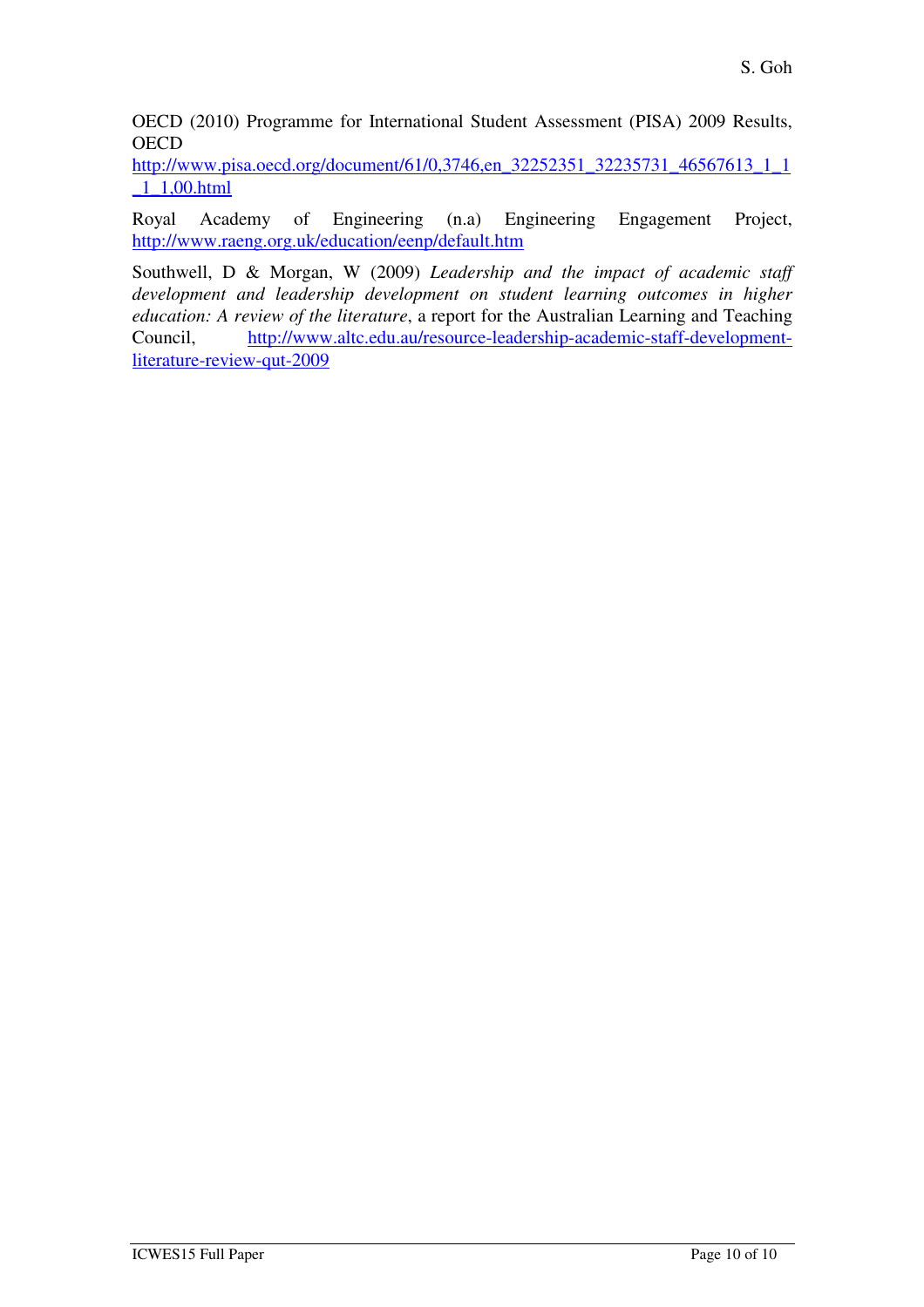OECD (2010) Programme for International Student Assessment (PISA) 2009 Results, OECD http://www.pisa.oecd.org/document/61/0,3746,en_32252351_32235731_46567613_1_1_1_1,00.html

Royal Academy of Engineering (n.a) Engineering Engagement Project, http://www.raeng.org.uk/education/eenp/default.htm

Southwell, D & Morgan, W (2009) *Leadership and the impact of academic staff development and leadership development on student learning outcomes in higher education: A review of the literature*, a report for the Australian Learning and Teaching Council, http://www.altc.edu.au/resource-leadership-academic-staff-development-literature-review-qut-2009